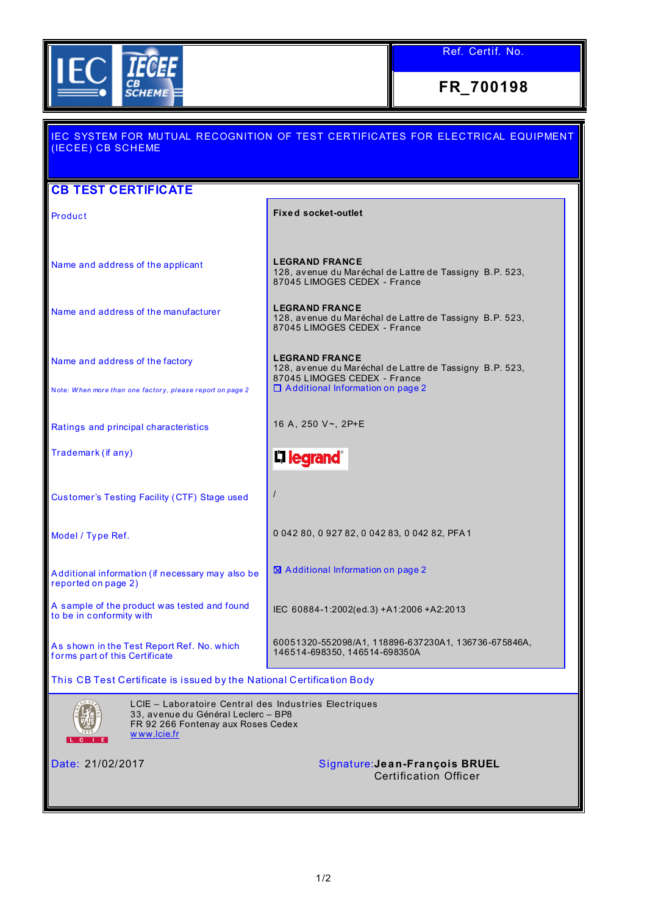IEC IECEE CB SCHEME

| Ref. Certif. No. |
| --- |
| **FR_700198** |

IEC SYSTEM FOR MUTUAL RECOGNITION OF TEST CERTIFICATES FOR ELECTRICAL EQUIPMENT (IECEE) CB SCHEME

# CB TEST CERTIFICATE

| | |
| --- | --- |
| Product | **Fixed socket-outlet** |
| Name and address of the applicant | **LEGRAND FRANCE**<br>128, avenue du Maréchal de Lattre de Tassigny B.P. 523, 87045 LIMOGES CEDEX - France |
| Name and address of the manufacturer | **LEGRAND FRANCE**<br>128, avenue du Maréchal de Lattre de Tassigny B.P. 523, 87045 LIMOGES CEDEX - France |
| Name and address of the factory<br><br>Note: *When more than one factory, please report on page 2* | **LEGRAND FRANCE**<br>128, avenue du Maréchal de Lattre de Tassigny B.P. 523, 87045 LIMOGES CEDEX - France<br>☐ Additional Information on page 2 |
| Ratings and principal characteristics | 16 A, 250 V~, 2P+E |
| Trademark (if any) | legrand |
| Customer's Testing Facility (CTF) Stage used | / |
| Model / Type Ref. | 0 042 80, 0 927 82, 0 042 83, 0 042 82, PFA1 |
| Additional information (if necessary may also be reported on page 2) | ☒ Additional Information on page 2 |
| A sample of the product was tested and found to be in conformity with | IEC 60884-1:2002(ed.3) +A1:2006 +A2:2013 |
| As shown in the Test Report Ref. No. which forms part of this Certificate | 60051320-552098/A1, 118896-637230A1, 136736-675846A, 146514-698350, 146514-698350A |

This CB Test Certificate is issued by the National Certification Body

LCIE – Laboratoire Central des Industries Electriques
33, avenue du Général Leclerc – BP8
FR 92 266 Fontenay aux Roses Cedex
www.lcie.fr

Date: 21/02/2017

Signature: **Jean-François BRUEL**
Certification Officer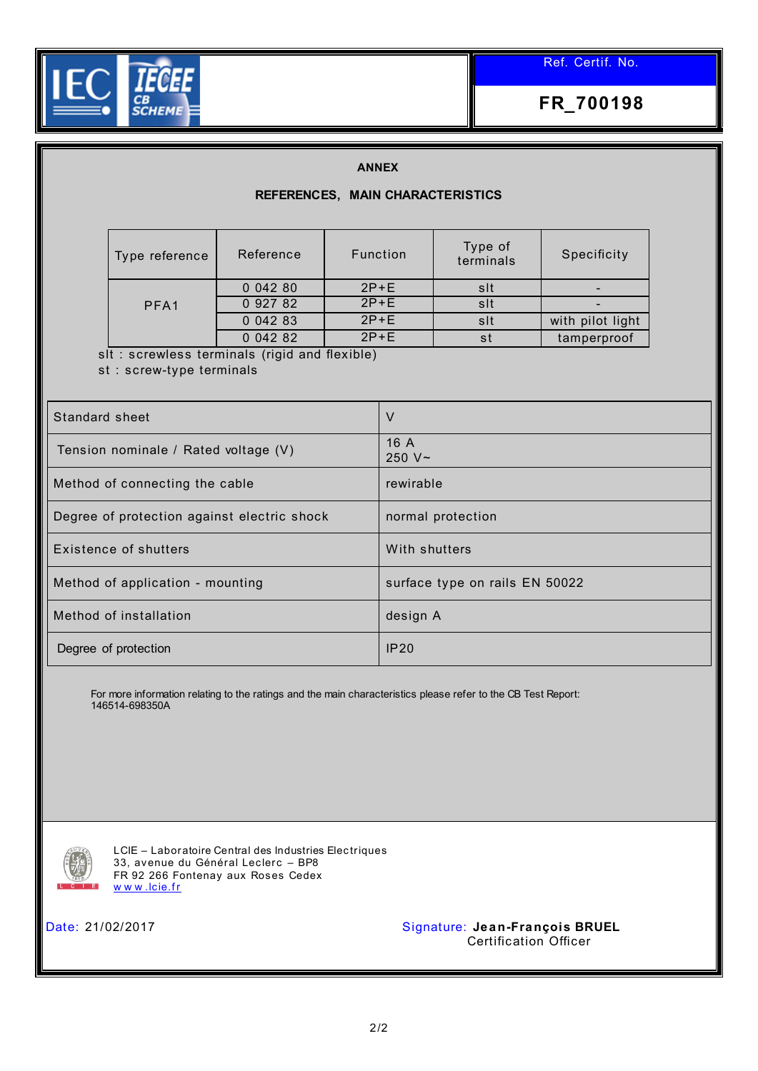Ref. Certif. No.

**FR_700198**

**ANNEX**

**REFERENCES, MAIN CHARACTERISTICS**

| Type reference | Reference | Function | Type of terminals | Specificity |
|---|---|---|---|---|
| PFA1 | 0 042 80 | 2P+E | slt | - |
| | 0 927 82 | 2P+E | slt | - |
| | 0 042 83 | 2P+E | slt | with pilot light |
| | 0 042 82 | 2P+E | st | tamperproof |

slt : screwless terminals (rigid and flexible)
st : screw-type terminals

| | |
|---|---|
| Standard sheet | V |
| Tension nominale / Rated voltage (V) | 16 A<br>250 V~ |
| Method of connecting the cable | rewirable |
| Degree of protection against electric shock | normal protection |
| Existence of shutters | With shutters |
| Method of application - mounting | surface type on rails EN 50022 |
| Method of installation | design A |
| Degree of protection | IP20 |

For more information relating to the ratings and the main characteristics please refer to the CB Test Report: 146514-698350A

LCIE – Laboratoire Central des Industries Electriques
33, avenue du Général Leclerc – BP8
FR 92 266 Fontenay aux Roses Cedex
www.lcie.fr

Date: 21/02/2017

Signature: **Jean-François BRUEL**
Certification Officer